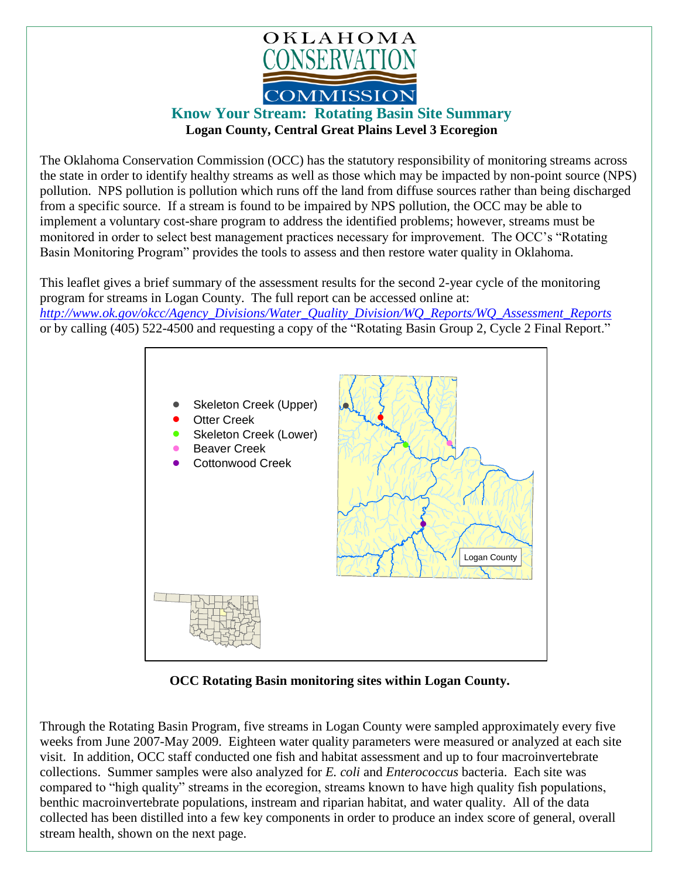# OKLAHOMA CONSERVATION COMMISSION

## Know Your Stream: Rotating Basin Site Summary

**Logan County, Central Great Plains Level 3 Ecoregion**

The Oklahoma Conservation Commission (OCC) has the statutory responsibility of monitoring streams across the state in order to identify healthy streams as well as those which may be impacted by non-point source (NPS) pollution. NPS pollution is pollution which runs off the land from diffuse sources rather than being discharged from a specific source. If a stream is found to be impaired by NPS pollution, the OCC may be able to implement a voluntary cost-share program to address the identified problems; however, streams must be monitored in order to select best management practices necessary for improvement. The OCC's "Rotating Basin Monitoring Program" provides the tools to assess and then restore water quality in Oklahoma.

This leaflet gives a brief summary of the assessment results for the second 2-year cycle of the monitoring program for streams in Logan County. The full report can be accessed online at: *http://www.ok.gov/okcc/Agency_Divisions/Water_Quality_Division/WQ_Reports/WQ_Assessment_Reports* or by calling (405) 522-4500 and requesting a copy of the "Rotating Basin Group 2, Cycle 2 Final Report."

- Skeleton Creek (Upper)
- Otter Creek
- Skeleton Creek (Lower)
- Beaver Creek
- Cottonwood Creek

Logan County

**OCC Rotating Basin monitoring sites within Logan County.**

Through the Rotating Basin Program, five streams in Logan County were sampled approximately every five weeks from June 2007-May 2009. Eighteen water quality parameters were measured or analyzed at each site visit. In addition, OCC staff conducted one fish and habitat assessment and up to four macroinvertebrate collections. Summer samples were also analyzed for *E. coli* and *Enterococcus* bacteria. Each site was compared to "high quality" streams in the ecoregion, streams known to have high quality fish populations, benthic macroinvertebrate populations, instream and riparian habitat, and water quality. All of the data collected has been distilled into a few key components in order to produce an index score of general, overall stream health, shown on the next page.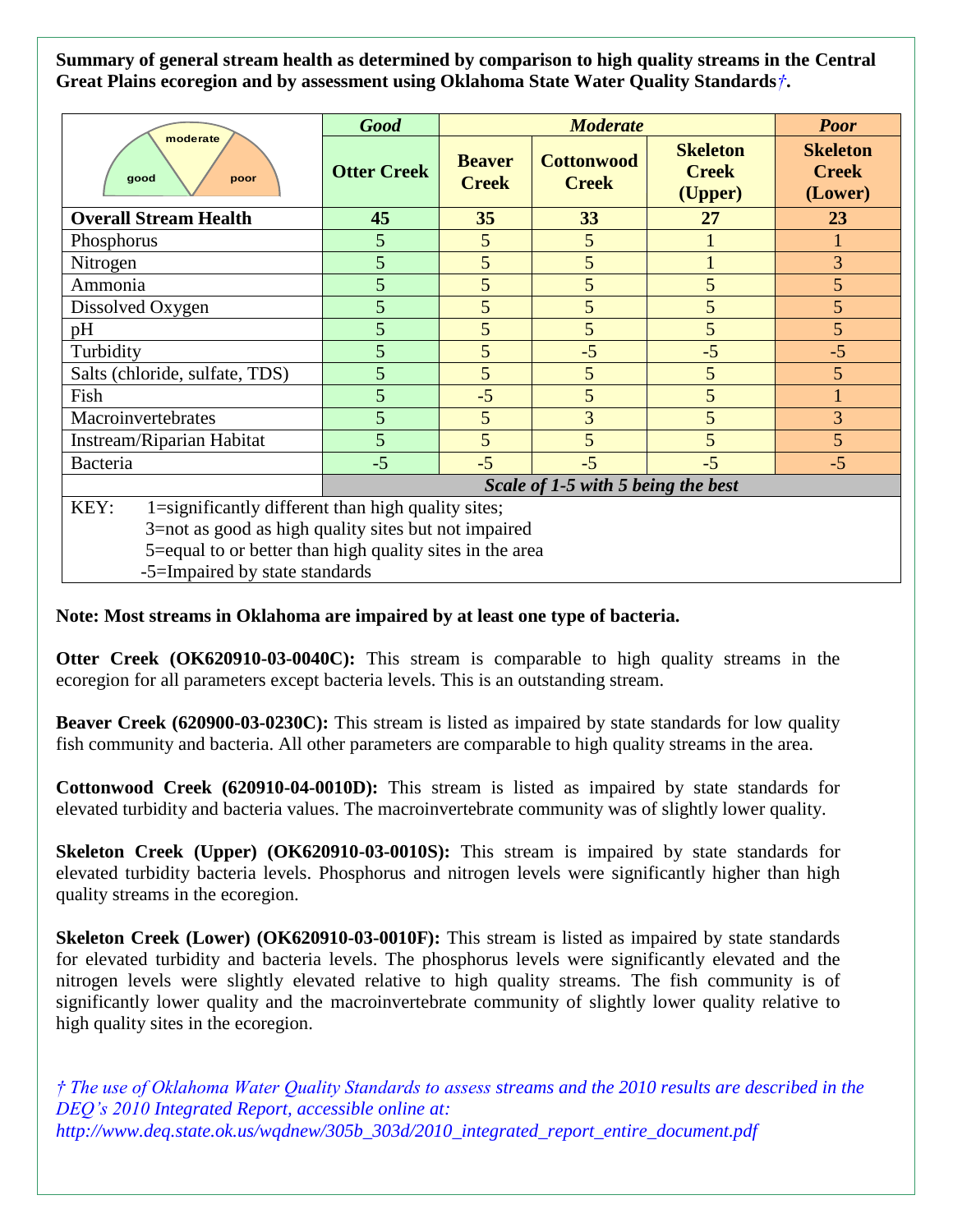**Summary of general stream health as determined by comparison to high quality streams in the Central Great Plains ecoregion and by assessment using Oklahoma State Water Quality Standards*†*.**

| | *Good* | *Moderate* | | | *Poor* |
|---|---|---|---|---|---|
| | **Otter Creek** | **Beaver Creek** | **Cottonwood Creek** | **Skeleton Creek (Upper)** | **Skeleton Creek (Lower)** |
| **Overall Stream Health** | **45** | **35** | **33** | **27** | **23** |
| Phosphorus | 5 | 5 | 5 | 1 | 1 |
| Nitrogen | 5 | 5 | 5 | 1 | 3 |
| Ammonia | 5 | 5 | 5 | 5 | 5 |
| Dissolved Oxygen | 5 | 5 | 5 | 5 | 5 |
| pH | 5 | 5 | 5 | 5 | 5 |
| Turbidity | 5 | 5 | -5 | -5 | -5 |
| Salts (chloride, sulfate, TDS) | 5 | 5 | 5 | 5 | 5 |
| Fish | 5 | -5 | 5 | 5 | 1 |
| Macroinvertebrates | 5 | 5 | 3 | 5 | 3 |
| Instream/Riparian Habitat | 5 | 5 | 5 | 5 | 5 |
| Bacteria | -5 | -5 | -5 | -5 | -5 |
| | ***Scale of 1-5 with 5 being the best*** | | | | |

KEY: 1=significantly different than high quality sites;
3=not as good as high quality sites but not impaired
5=equal to or better than high quality sites in the area
-5=Impaired by state standards

**Note: Most streams in Oklahoma are impaired by at least one type of bacteria.**

**Otter Creek (OK620910-03-0040C):** This stream is comparable to high quality streams in the ecoregion for all parameters except bacteria levels. This is an outstanding stream.

**Beaver Creek (620900-03-0230C):** This stream is listed as impaired by state standards for low quality fish community and bacteria. All other parameters are comparable to high quality streams in the area.

**Cottonwood Creek (620910-04-0010D):** This stream is listed as impaired by state standards for elevated turbidity and bacteria values. The macroinvertebrate community was of slightly lower quality.

**Skeleton Creek (Upper) (OK620910-03-0010S):** This stream is impaired by state standards for elevated turbidity bacteria levels. Phosphorus and nitrogen levels were significantly higher than high quality streams in the ecoregion.

**Skeleton Creek (Lower) (OK620910-03-0010F):** This stream is listed as impaired by state standards for elevated turbidity and bacteria levels. The phosphorus levels were significantly elevated and the nitrogen levels were slightly elevated relative to high quality streams. The fish community is of significantly lower quality and the macroinvertebrate community of slightly lower quality relative to high quality sites in the ecoregion.

*† The use of Oklahoma Water Quality Standards to assess streams and the 2010 results are described in the DEQ's 2010 Integrated Report, accessible online at: http://www.deq.state.ok.us/wqdnew/305b_303d/2010_integrated_report_entire_document.pdf*